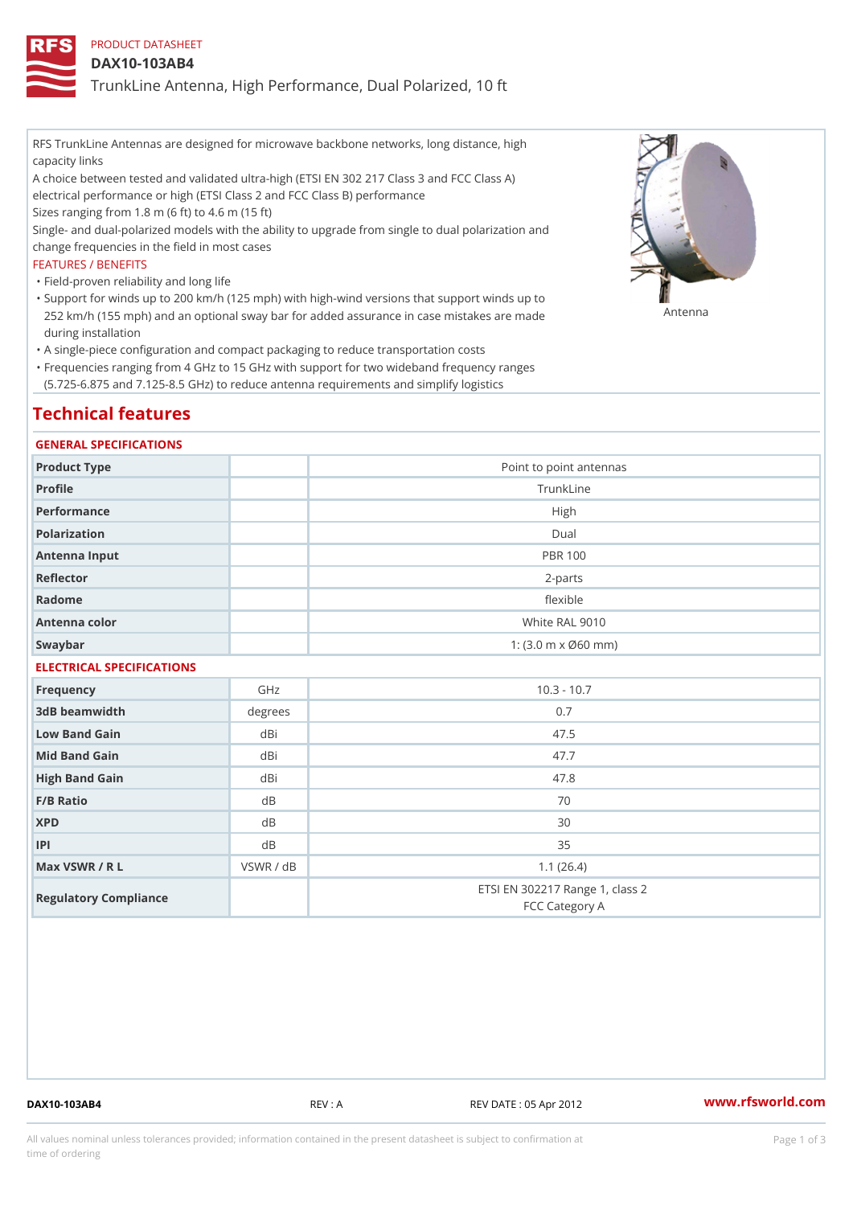PRODUCT DATASHEET

# DAX10-103AB4

TrunkLine Antenna, High Performance, Dual Polarized, 10 ft

RFS TrunkLine Antennas are designed for microwave backbone networks, long distance, high capacity links

A choice between tested and validated ultra-high (ETSI EN 302 217 Class 3 and FCC Class A) electrical performance or high (ETSI Class 2 and FCC Class B) performance

Sizes ranging from 1.8 m (6 ft) to 4.6 m (15 ft)

Single- and dual-polarized models with the ability to upgrade from single to dual polarization and change frequencies in the field in most cases

FEATURES / BENEFITS

- Field-proven reliability and long life
- Support for winds up to 200 km/h (125 mph) with high-wind versions that support winds up to 252 km/h (155 mph) and an optional sway bar for added assurance in case mistakes are made during installation
- A single-piece configuration and compact packaging to reduce transportation costs
- Frequencies ranging from 4 GHz to 15 GHz with support for two wideband frequency ranges (5.725-6.875 and 7.125-8.5 GHz) to reduce antenna requirements and simplify logistics

Antenna

## Technical features

### GENERAL SPECIFICATIONS

| | | |
|---|---|---|
| Product Type | | Point to point antennas |
| Profile | | TrunkLine |
| Performance | | High |
| Polarization | | Dual |
| Antenna Input | | PBR 100 |
| Reflector | | 2-parts |
| Radome | | flexible |
| Antenna color | | White RAL 9010 |
| Swaybar | | 1: (3.0 m x Ø60 mm) |

### ELECTRICAL SPECIFICATIONS

| | | |
|---|---|---|
| Frequency | GHz | 10.3 - 10.7 |
| 3dB beamwidth | degrees | 0.7 |
| Low Band Gain | dBi | 47.5 |
| Mid Band Gain | dBi | 47.7 |
| High Band Gain | dBi | 47.8 |
| F/B Ratio | dB | 70 |
| XPD | dB | 30 |
| IPI | dB | 35 |
| Max VSWR / R L | VSWR / dB | 1.1 (26.4) |
| Regulatory Compliance | | ETSI EN 302217 Range 1, class 2<br>FCC Category A |

DAX10-103AB4 REV : A REV DATE : 05 Apr 2012 www.rfsworld.com

All values nominal unless tolerances provided; information contained in the present datasheet is subject to confirmation at time of ordering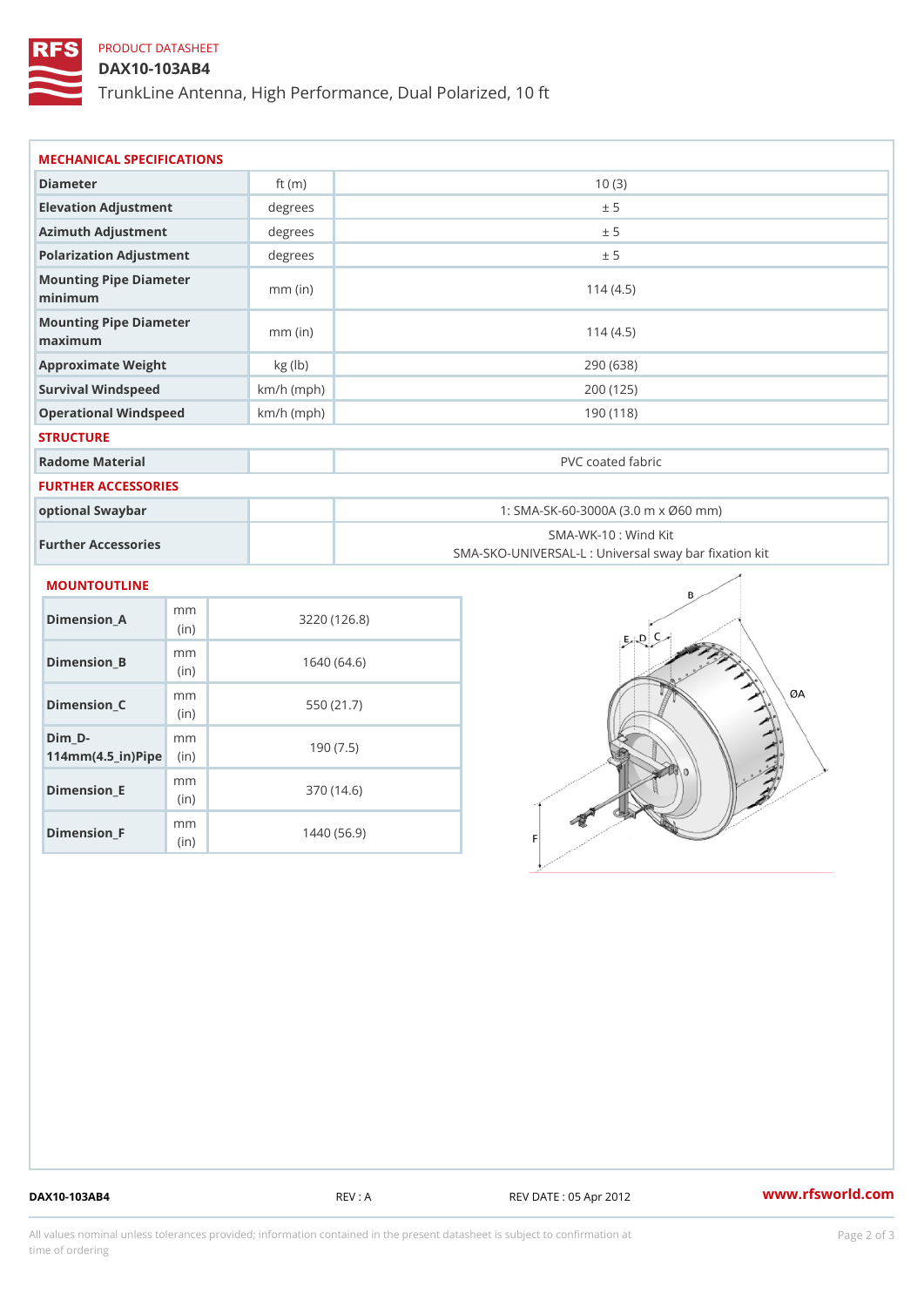PRODUCT DATASHEET

# DAX10-103AB4

TrunkLine Antenna, High Performance, Dual Polarized, 10 ft

## MECHANICAL SPECIFICATIONS

| Diameter | ft (m) | 10 (3) |
|---|---|---|
| Elevation Adjustment | degrees | ± 5 |
| Azimuth Adjustment | degrees | ± 5 |
| Polarization Adjustment | degrees | ± 5 |
| Mounting Pipe Diameter minimum | mm (in) | 114 (4.5) |
| Mounting Pipe Diameter maximum | mm (in) | 114 (4.5) |
| Approximate Weight | kg (lb) | 290 (638) |
| Survival Windspeed | km/h (mph) | 200 (125) |
| Operational Windspeed | km/h (mph) | 190 (118) |

## STRUCTURE

| Radome Material | | PVC coated fabric |
|---|---|---|

## FURTHER ACCESSORIES

| optional Swaybar | | 1: SMA-SK-60-3000A (3.0 m x Ø60 mm) |
|---|---|---|
| Further Accessories | | SMA-WK-10 : Wind Kit<br>SMA-SKO-UNIVERSAL-L : Universal sway bar fixation kit |

## MOUNTOUTLINE

| Dimension_A | mm (in) | 3220 (126.8) |
|---|---|---|
| Dimension_B | mm (in) | 1640 (64.6) |
| Dimension_C | mm (in) | 550 (21.7) |
| Dim_D-114mm(4.5_in)Pipe | mm (in) | 190 (7.5) |
| Dimension_E | mm (in) | 370 (14.6) |
| Dimension_F | mm (in) | 1440 (56.9) |

DAX10-103AB4 REV : A REV DATE : 05 Apr 2012 www.rfsworld.com

All values nominal unless tolerances provided; information contained in the present datasheet is subject to confirmation at time of ordering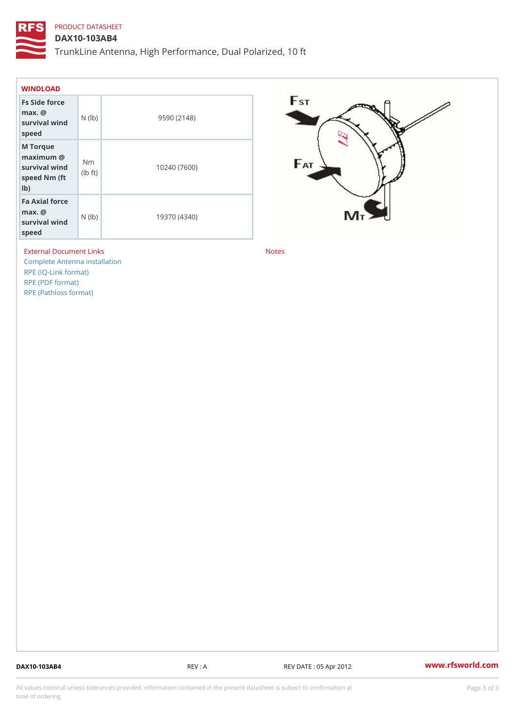PRODUCT DATASHEET

# DAX10-103AB4

TrunkLine Antenna, High Performance, Dual Polarized, 10 ft

## WINDLOAD

| | | |
|---|---|---|
| Fs Side force max. @ survival wind speed | N (lb) | 9590 (2148) |
| M Torque maximum @ survival wind speed Nm (ft lb) | Nm (lb ft) | 10240 (7600) |
| Fa Axial force max. @ survival wind speed | N (lb) | 19370 (4340) |

FST

FAT

MT

External Document Links

Complete Antenna installation

RPE (IQ-Link format)

RPE (PDF format)

RPE (Pathloss format)

Notes

DAX10-103AB4 REV : A REV DATE : 05 Apr 2012 www.rfsworld.com

All values nominal unless tolerances provided; information contained in the present datasheet is subject to confirmation at time of ordering